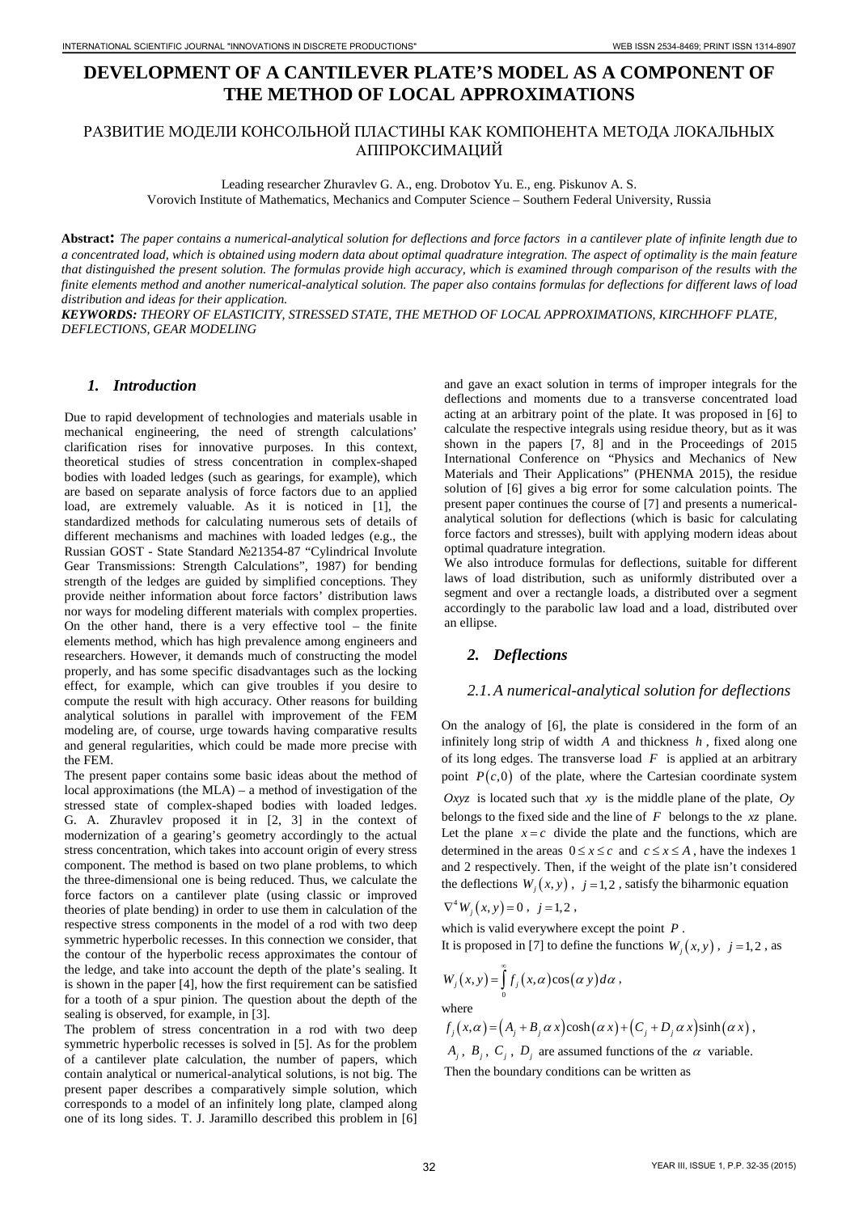# DEVELOPMENT OF A CANTILEVER PLATE'S MODEL AS A COMPONENT OF THE METHOD OF LOCAL APPROXIMATIONS

## РАЗВИТИЕ МОДЕЛИ КОНСОЛЬНОЙ ПЛАСТИНЫ КАК КОМПОНЕНТА МЕТОДА ЛОКАЛЬНЫХ АППРОКСИМАЦИЙ

Leading researcher Zhuravlev G. A., eng. Drobotov Yu. E., eng. Piskunov A. S.
Vorovich Institute of Mathematics, Mechanics and Computer Science – Southern Federal University, Russia

**Abstract:** *The paper contains a numerical-analytical solution for deflections and force factors in a cantilever plate of infinite length due to a concentrated load, which is obtained using modern data about optimal quadrature integration. The aspect of optimality is the main feature that distinguished the present solution. The formulas provide high accuracy, which is examined through comparison of the results with the finite elements method and another numerical-analytical solution. The paper also contains formulas for deflections for different laws of load distribution and ideas for their application.*

***KEYWORDS:*** *THEORY OF ELASTICITY, STRESSED STATE, THE METHOD OF LOCAL APPROXIMATIONS, KIRCHHOFF PLATE, DEFLECTIONS, GEAR MODELING*

### *1. Introduction*

Due to rapid development of technologies and materials usable in mechanical engineering, the need of strength calculations' clarification rises for innovative purposes. In this context, theoretical studies of stress concentration in complex-shaped bodies with loaded ledges (such as gearings, for example), which are based on separate analysis of force factors due to an applied load, are extremely valuable. As it is noticed in [1], the standardized methods for calculating numerous sets of details of different mechanisms and machines with loaded ledges (e.g., the Russian GOST - State Standard №21354-87 "Cylindrical Involute Gear Transmissions: Strength Calculations", 1987) for bending strength of the ledges are guided by simplified conceptions. They provide neither information about force factors' distribution laws nor ways for modeling different materials with complex properties. On the other hand, there is a very effective tool – the finite elements method, which has high prevalence among engineers and researchers. However, it demands much of constructing the model properly, and has some specific disadvantages such as the locking effect, for example, which can give troubles if you desire to compute the result with high accuracy. Other reasons for building analytical solutions in parallel with improvement of the FEM modeling are, of course, urge towards having comparative results and general regularities, which could be made more precise with the FEM.

The present paper contains some basic ideas about the method of local approximations (the MLA) – a method of investigation of the stressed state of complex-shaped bodies with loaded ledges. G. A. Zhuravlev proposed it in [2, 3] in the context of modernization of a gearing's geometry accordingly to the actual stress concentration, which takes into account origin of every stress component. The method is based on two plane problems, to which the three-dimensional one is being reduced. Thus, we calculate the force factors on a cantilever plate (using classic or improved theories of plate bending) in order to use them in calculation of the respective stress components in the model of a rod with two deep symmetric hyperbolic recesses. In this connection we consider, that the contour of the hyperbolic recess approximates the contour of the ledge, and take into account the depth of the plate's sealing. It is shown in the paper [4], how the first requirement can be satisfied for a tooth of a spur pinion. The question about the depth of the sealing is observed, for example, in [3].

The problem of stress concentration in a rod with two deep symmetric hyperbolic recesses is solved in [5]. As for the problem of a cantilever plate calculation, the number of papers, which contain analytical or numerical-analytical solutions, is not big. The present paper describes a comparatively simple solution, which corresponds to a model of an infinitely long plate, clamped along one of its long sides. T. J. Jaramillo described this problem in [6] and gave an exact solution in terms of improper integrals for the deflections and moments due to a transverse concentrated load acting at an arbitrary point of the plate. It was proposed in [6] to calculate the respective integrals using residue theory, but as it was shown in the papers [7, 8] and in the Proceedings of 2015 International Conference on "Physics and Mechanics of New Materials and Their Applications" (PHENMA 2015), the residue solution of [6] gives a big error for some calculation points. The present paper continues the course of [7] and presents a numerical-analytical solution for deflections (which is basic for calculating force factors and stresses), built with applying modern ideas about optimal quadrature integration.

We also introduce formulas for deflections, suitable for different laws of load distribution, such as uniformly distributed over a segment and over a rectangle loads, a distributed over a segment accordingly to the parabolic law load and a load, distributed over an ellipse.

### *2. Deflections*

#### *2.1. A numerical-analytical solution for deflections*

On the analogy of [6], the plate is considered in the form of an infinitely long strip of width $A$ and thickness $h$, fixed along one of its long edges. The transverse load $F$ is applied at an arbitrary point $P(c,0)$ of the plate, where the Cartesian coordinate system $Oxyz$ is located such that $xy$ is the middle plane of the plate, $Oy$ belongs to the fixed side and the line of $F$ belongs to the $xz$ plane. Let the plane $x=c$ divide the plate and the functions, which are determined in the areas $0 \le x \le c$ and $c \le x \le A$, have the indexes 1 and 2 respectively. Then, if the weight of the plate isn't considered the deflections $W_j(x,y)$, $j=1,2$, satisfy the biharmonic equation

$$\nabla^4 W_j(x,y) = 0\ ,\ \ j=1,2\ ,$$

which is valid everywhere except the point $P$.

It is proposed in [7] to define the functions $W_j(x,y)$, $j=1,2$, as

$$W_j(x,y) = \int_0^{\infty} f_j(x,\alpha)\cos(\alpha y)\,d\alpha\ ,$$

where

$$f_j(x,\alpha) = (A_j + B_j\,\alpha x)\cosh(\alpha x) + (C_j + D_j\,\alpha x)\sinh(\alpha x)\ ,$$

$A_j$, $B_j$, $C_j$, $D_j$ are assumed functions of the $\alpha$ variable.

Then the boundary conditions can be written as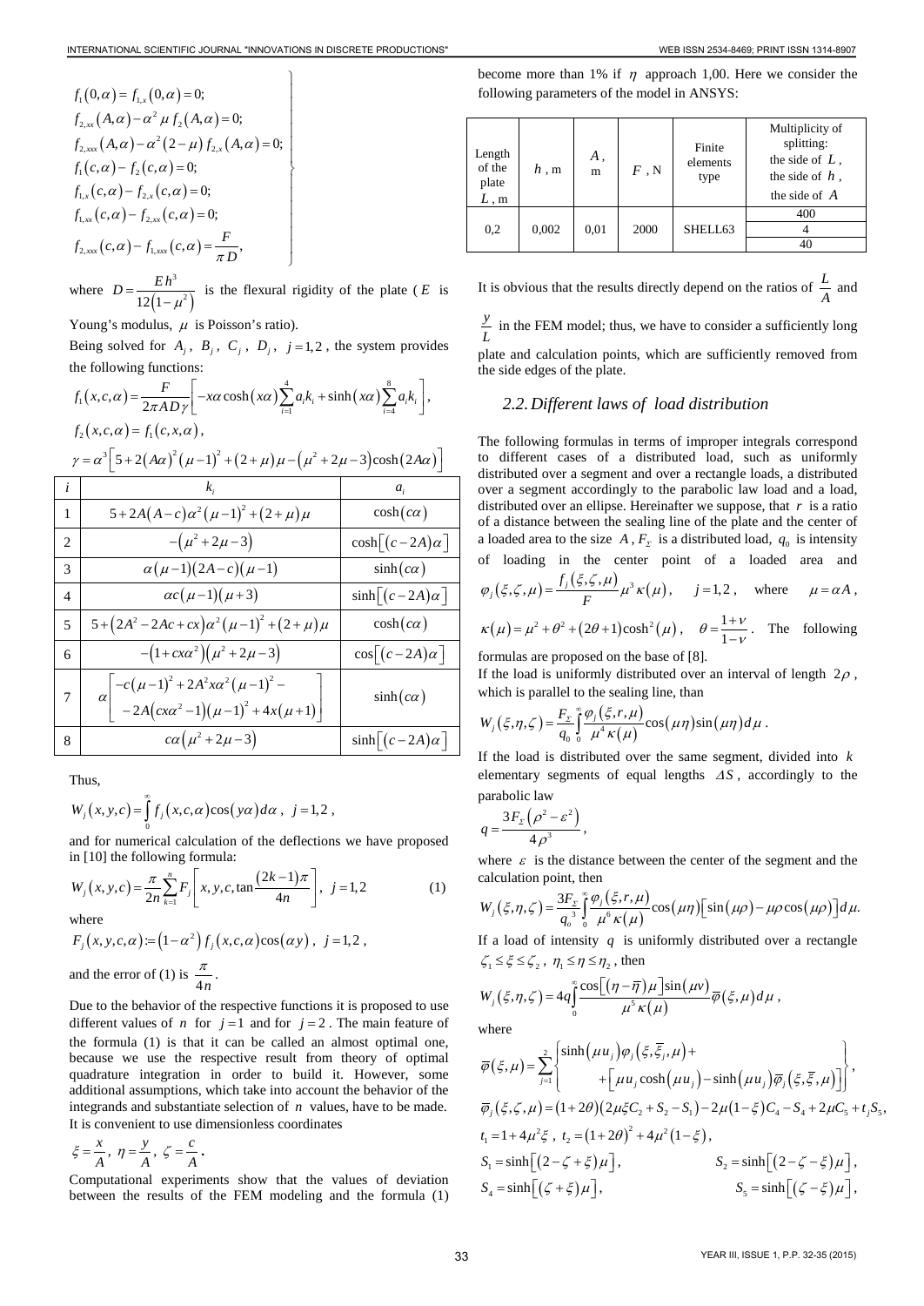$$\left.\begin{aligned}
&f_1(0,\alpha)=f_{1,x}(0,\alpha)=0;\\
&f_{2,xx}(A,\alpha)-\alpha^2\mu f_2(A,\alpha)=0;\\
&f_{2,xxx}(A,\alpha)-\alpha^2(2-\mu)f_{2,x}(A,\alpha)=0;\\
&f_1(c,\alpha)-f_2(c,\alpha)=0;\\
&f_{1,x}(c,\alpha)-f_{2,x}(c,\alpha)=0;\\
&f_{1,xx}(c,\alpha)-f_{2,xx}(c,\alpha)=0;\\
&f_{2,xxx}(c,\alpha)-f_{1,xxx}(c,\alpha)=\frac{F}{\pi D},
\end{aligned}\right\}$$

where $D=\dfrac{Eh^3}{12(1-\mu^2)}$ is the flexural rigidity of the plate ($E$ is Young's modulus, $\mu$ is Poisson's ratio).

Being solved for $A_j$, $B_j$, $C_j$, $D_j$, $j=1,2$, the system provides the following functions:

$$f_1(x,c,\alpha)=\frac{F}{2\pi AD\gamma}\left[-x\alpha\cosh(x\alpha)\sum_{i=1}^{4}a_ik_i+\sinh(x\alpha)\sum_{i=4}^{8}a_ik_i\right],$$

$$f_2(x,c,\alpha)=f_1(c,x,\alpha),$$

$$\gamma=\alpha^3\left[5+2(A\alpha)^2(\mu-1)^2+(2+\mu)\mu-(\mu^2+2\mu-3)\cosh(2A\alpha)\right]$$

| $i$ | $k_i$ | $a_i$ |
|---|---|---|
| 1 | $5+2A(A-c)\alpha^2(\mu-1)^2+(2+\mu)\mu$ | $\cosh(c\alpha)$ |
| 2 | $-(\mu^2+2\mu-3)$ | $\cosh[(c-2A)\alpha]$ |
| 3 | $\alpha(\mu-1)(2A-c)(\mu-1)$ | $\sinh(c\alpha)$ |
| 4 | $\alpha c(\mu-1)(\mu+3)$ | $\sinh[(c-2A)\alpha]$ |
| 5 | $5+(2A^2-2Ac+cx)\alpha^2(\mu-1)^2+(2+\mu)\mu$ | $\cosh(c\alpha)$ |
| 6 | $-(1+cx\alpha^2)(\mu^2+2\mu-3)$ | $\cos[(c-2A)\alpha]$ |
| 7 | $\alpha\begin{bmatrix}-c(\mu-1)^2+2A^2x\alpha^2(\mu-1)^2-\\-2A(cx\alpha^2-1)(\mu-1)^2+4x(\mu+1)\end{bmatrix}$ | $\sinh(c\alpha)$ |
| 8 | $c\alpha(\mu^2+2\mu-3)$ | $\sinh[(c-2A)\alpha]$ |

Thus,

$$W_j(x,y,c)=\int_0^{\infty}f_j(x,c,\alpha)\cos(y\alpha)d\alpha,\ j=1,2,$$

and for numerical calculation of the deflections we have proposed in [10] the following formula:

$$W_j(x,y,c)=\frac{\pi}{2n}\sum_{k=1}^{n}F_j\left[x,y,c,\tan\frac{(2k-1)\pi}{4n}\right],\ j=1,2 \qquad (1)$$

where

$$F_j(x,y,c,\alpha):=(1-\alpha^2)f_j(x,c,\alpha)\cos(\alpha y),\ j=1,2,$$

and the error of (1) is $\dfrac{\pi}{4n}$.

Due to the behavior of the respective functions it is proposed to use different values of $n$ for $j=1$ and for $j=2$. The main feature of the formula (1) is that it can be called an almost optimal one, because we use the respective result from theory of optimal quadrature integration in order to build it. However, some additional assumptions, which take into account the behavior of the integrands and substantiate selection of $n$ values, have to be made. It is convenient to use dimensionless coordinates

$$\xi=\frac{x}{A},\ \eta=\frac{y}{A},\ \zeta=\frac{c}{A}.$$

Computational experiments show that the values of deviation between the results of the FEM modeling and the formula (1) become more than 1% if $\eta$ approach 1,00. Here we consider the following parameters of the model in ANSYS:

| Length of the plate $L$, m | $h$, m | $A$, m | $F$, N | Finite elements type | Multiplicity of splitting: the side of $L$, the side of $h$, the side of $A$ |
|---|---|---|---|---|---|
| 0,2 | 0,002 | 0,01 | 2000 | SHELL63 | 400 |
| | | | | | 4 |
| | | | | | 40 |

It is obvious that the results directly depend on the ratios of $\dfrac{L}{A}$ and $\dfrac{y}{L}$ in the FEM model; thus, we have to consider a sufficiently long plate and calculation points, which are sufficiently removed from the side edges of the plate.

## 2.2. Different laws of load distribution

The following formulas in terms of improper integrals correspond to different cases of a distributed load, such as uniformly distributed over a segment and over a rectangle loads, a distributed over a segment accordingly to the parabolic law load and a load, distributed over an ellipse. Hereinafter we suppose, that $r$ is a ratio of a distance between the sealing line of the plate and the center of a loaded area to the size $A$, $F_\Sigma$ is a distributed load, $q_0$ is intensity of loading in the center point of a loaded area and $\varphi_j(\xi,\zeta,\mu)=\dfrac{f_j(\xi,\zeta,\mu)}{F}\mu^3\kappa(\mu)$, $j=1,2$, where $\mu=\alpha A$, $\kappa(\mu)=\mu^2+\theta^2+(2\theta+1)\cosh^2(\mu)$, $\theta=\dfrac{1+\nu}{1-\nu}$. The following formulas are proposed on the base of [8].

If the load is uniformly distributed over an interval of length $2\rho$, which is parallel to the sealing line, than

$$W_j(\xi,\eta,\zeta)=\frac{F_\Sigma}{q_0}\int_0^{\infty}\frac{\varphi_j(\xi,r,\mu)}{\mu^4\kappa(\mu)}\cos(\mu\eta)\sin(\mu\eta)d\mu.$$

If the load is distributed over the same segment, divided into $k$ elementary segments of equal lengths $\Delta S$, accordingly to the parabolic law

$$q=\frac{3F_\Sigma(\rho^2-\varepsilon^2)}{4\rho^3},$$

where $\varepsilon$ is the distance between the center of the segment and the calculation point, then

$$W_j(\xi,\eta,\zeta)=\frac{3F_\Sigma}{q_o{}^3}\int_0^{\infty}\frac{\varphi_j(\xi,r,\mu)}{\mu^6\kappa(\mu)}\cos(\mu\eta)\left[\sin(\mu\rho)-\mu\rho\cos(\mu\rho)\right]d\mu.$$

If a load of intensity $q$ is uniformly distributed over a rectangle $\zeta_1\le\xi\le\zeta_2$, $\eta_1\le\eta\le\eta_2$, then

$$W_j(\xi,\eta,\zeta)=4q\int_0^{\infty}\frac{\cos[(\eta-\overline{\eta})\mu]\sin(\mu v)}{\mu^5\kappa(\mu)}\overline{\varphi}(\xi,\mu)d\mu,$$

where

$$\overline{\varphi}(\xi,\mu)=\sum_{j=1}^{2}\left\{\begin{aligned}&\sinh(\mu u_j)\varphi_j(\xi,\overline{\xi}_j,\mu)+\\&+\left[\mu u_j\cosh(\mu u_j)-\sinh(\mu u_j)\overline{\varphi}_j(\xi,\overline{\xi},\mu)\right]\end{aligned}\right\},$$

$$\overline{\varphi}_j(\xi,\zeta,\mu)=(1+2\theta)(2\mu\xi C_2+S_2-S_1)-2\mu(1-\xi)C_4-S_4+2\mu C_5+t_jS_5,$$

$$t_1=1+4\mu^2\xi,\ t_2=(1+2\theta)^2+4\mu^2(1-\xi),$$

$$S_1=\sinh[(2-\zeta+\xi)\mu],\qquad S_2=\sinh[(2-\zeta-\xi)\mu],$$

$$S_4=\sinh[(\zeta+\xi)\mu],\qquad S_5=\sinh[(\zeta-\xi)\mu],$$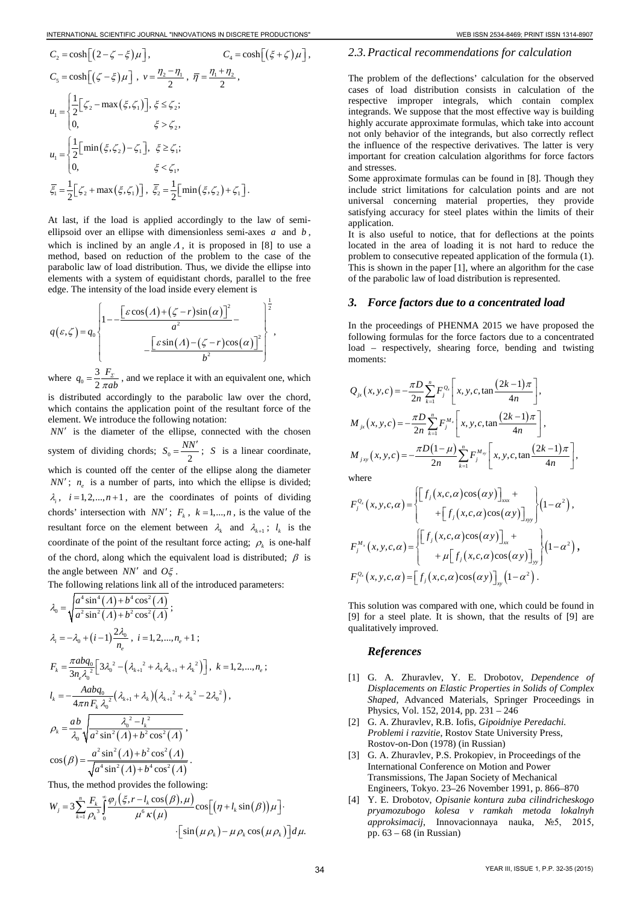$$C_2 = \cosh\left[\left(2-\zeta-\xi\right)\mu\right], \qquad C_4 = \cosh\left[\left(\xi+\zeta\right)\mu\right],$$

$$C_5 = \cosh\left[\left(\zeta-\xi\right)\mu\right], \; v = \frac{\eta_2-\eta_1}{2}, \; \overline{\eta} = \frac{\eta_1+\eta_2}{2},$$

$$u_1 = \begin{cases} \frac{1}{2}\left[\zeta_2 - \max\left(\xi,\zeta_1\right)\right], & \xi \le \zeta_2; \\ 0, & \xi > \zeta_2, \end{cases}$$

$$u_1 = \begin{cases} \frac{1}{2}\left[\min\left(\xi,\zeta_2\right) - \zeta_1\right], & \xi \ge \zeta_1; \\ 0, & \xi < \zeta_1, \end{cases}$$

$$\overline{\xi}_1 = \frac{1}{2}\left[\zeta_2 + \max\left(\xi,\zeta_1\right)\right], \; \overline{\xi}_2 = \frac{1}{2}\left[\min\left(\xi,\zeta_2\right) + \zeta_1\right].$$

At last, if the load is applied accordingly to the law of semi-ellipsoid over an ellipse with dimensionless semi-axes $a$ and $b$, which is inclined by an angle $\Lambda$, it is proposed in [8] to use a method, based on reduction of the problem to the case of the parabolic law of load distribution. Thus, we divide the ellipse into elements with a system of equidistant chords, parallel to the free edge. The intensity of the load inside every element is

$$q\left(\varepsilon,\zeta\right) = q_0 \left\{ 1 - \frac{\left[\varepsilon\cos\left(\Lambda\right) + \left(\zeta - r\right)\sin\left(\alpha\right)\right]^2}{a^2} - \frac{\left[\varepsilon\sin\left(\Lambda\right) - \left(\zeta - r\right)\cos\left(\alpha\right)\right]^2}{b^2} \right\}^{\frac{1}{2}},$$

where $q_0 = \frac{3}{2}\frac{F_\Sigma}{\pi ab}$, and we replace it with an equivalent one, which is distributed accordingly to the parabolic law over the chord, which contains the application point of the resultant force of the element. We introduce the following notation:

$NN'$ is the diameter of the ellipse, connected with the chosen system of dividing chords; $S_0 = \frac{NN'}{2}$; $S$ is a linear coordinate, which is counted off the center of the ellipse along the diameter $NN'$; $n_e$ is a number of parts, into which the ellipse is divided; $\lambda_i$, $i = 1,2,...,n+1$, are the coordinates of points of dividing chords' intersection with $NN'$; $F_k$, $k = 1,...,n$, is the value of the resultant force on the element between $\lambda_k$ and $\lambda_{k+1}$; $l_k$ is the coordinate of the point of the resultant force acting; $\rho_k$ is one-half of the chord, along which the equivalent load is distributed; $\beta$ is the angle between $NN'$ and $O\xi$.

The following relations link all of the introduced parameters:

$$\lambda_0 = \sqrt{\frac{a^4\sin^4\left(\Lambda\right) + b^4\cos^2\left(\Lambda\right)}{a^2\sin^2\left(\Lambda\right) + b^2\cos^2\left(\Lambda\right)}};$$

$$\lambda_i = -\lambda_0 + \left(i-1\right)\frac{2\lambda_0}{n_e}, \; i = 1,2,...,n_e+1;$$

$$F_k = \frac{\pi abq_0}{3n_e\lambda_0^2}\left[3\lambda_0^2 - \left(\lambda_{k+1}^2 + \lambda_k\lambda_{k+1} + \lambda_k^2\right)\right], \; k = 1,2,...,n_e;$$

$$l_k = -\frac{Aabq_0}{4\pi nF_k\lambda_0^2}\left(\lambda_{k+1} + \lambda_k\right)\left(\lambda_{k+1}^2 + \lambda_k^2 - 2\lambda_0^2\right),$$

$$\rho_k = \frac{ab}{\lambda_0}\sqrt{\frac{\lambda_0^2 - l_k^2}{a^2\sin^2\left(\Lambda\right) + b^2\cos^2\left(\Lambda\right)}},$$

$$\cos\left(\beta\right) = \frac{a^2\sin^2\left(\Lambda\right) + b^2\cos^2\left(\Lambda\right)}{\sqrt{a^4\sin^2\left(\Lambda\right) + b^4\cos^2\left(\Lambda\right)}}.$$

Thus, the method provides the following:

$$W_j = 3\sum_{k=1}^{n}\frac{F_k}{\rho_k^3}\int_0^\infty \frac{\varphi_j\left(\xi, r - l_k\cos\left(\beta\right),\mu\right)}{\mu^6\kappa\left(\mu\right)}\cos\left[\left(\eta + l_k\sin\left(\beta\right)\right)\mu\right] \cdot \left[\sin\left(\mu\rho_k\right) - \mu\rho_k\cos\left(\mu\rho_k\right)\right]d\mu.$$

## 2.3. Practical recommendations for calculation

The problem of the deflections' calculation for the observed cases of load distribution consists in calculation of the respective improper integrals, which contain complex integrands. We suppose that the most effective way is building highly accurate approximate formulas, which take into account not only behavior of the integrands, but also correctly reflect the influence of the respective derivatives. The latter is very important for creation calculation algorithms for force factors and stresses.

Some approximate formulas can be found in [8]. Though they include strict limitations for calculation points and are not universal concerning material properties, they provide satisfying accuracy for steel plates within the limits of their application.

It is also useful to notice, that for deflections at the points located in the area of loading it is not hard to reduce the problem to consecutive repeated application of the formula (1). This is shown in the paper [1], where an algorithm for the case of the parabolic law of load distribution is represented.

## 3. Force factors due to a concentrated load

In the proceedings of PHENMA 2015 we have proposed the following formulas for the force factors due to a concentrated load – respectively, shearing force, bending and twisting moments:

$$Q_{jx}\left(x,y,c\right) = -\frac{\pi D}{2n}\sum_{k=1}^{n}F_j^{Q_x}\left[x,y,c,\tan\frac{\left(2k-1\right)\pi}{4n}\right],$$

$$M_{jx}\left(x,y,c\right) = -\frac{\pi D}{2n}\sum_{k=1}^{n}F_j^{M_x}\left[x,y,c,\tan\frac{\left(2k-1\right)\pi}{4n}\right],$$

$$M_{jxy}\left(x,y,c\right) = -\frac{\pi D\left(1-\mu\right)}{2n}\sum_{k=1}^{n}F_j^{M_{xy}}\left[x,y,c,\tan\frac{\left(2k-1\right)\pi}{4n}\right],$$

where

$$F_j^{Q_x}\left(x,y,c,\alpha\right) = \left\{ \left[f_j\left(x,c,\alpha\right)\cos\left(\alpha y\right)\right]_{xxx} + \left[f_j\left(x,c,\alpha\right)\cos\left(\alpha y\right)\right]_{xyy} \right\}\left(1-\alpha^2\right),$$

$$F_j^{M_x}\left(x,y,c,\alpha\right) = \left\{ \left[f_j\left(x,c,\alpha\right)\cos\left(\alpha y\right)\right]_{xx} + \mu\left[f_j\left(x,c,\alpha\right)\cos\left(\alpha y\right)\right]_{yy} \right\}\left(1-\alpha^2\right),$$

$$F_j^{Q_x}\left(x,y,c,\alpha\right) = \left[f_j\left(x,c,\alpha\right)\cos\left(\alpha y\right)\right]_{xy}\left(1-\alpha^2\right).$$

This solution was compared with one, which could be found in [9] for a steel plate. It is shown, that the results of [9] are qualitatively improved.

### References

[1] G. A. Zhuravlev, Y. E. Drobotov, *Dependence of Displacements on Elastic Properties in Solids of Complex Shaped*, Advanced Materials, Springer Proceedings in Physics, Vol. 152, 2014, pp. 231 – 246

[2] G. A. Zhuravlev, R.B. Iofis, *Gipoidniye Peredachi. Problemi i razvitie*, Rostov State University Press, Rostov-on-Don (1978) (in Russian)

[3] G. A. Zhuravlev, P.S. Prokopiev, in Proceedings of the International Conference on Motion and Power Transmissions, The Japan Society of Mechanical Engineers, Tokyo. 23–26 November 1991, p. 866–870

[4] Y. E. Drobotov, *Opisanie kontura zuba cilindricheskogo pryamozubogo kolesa v ramkah metoda lokalnyh approksimacij*, Innovacionnaya nauka, №5, 2015, pp. 63 – 68 (in Russian)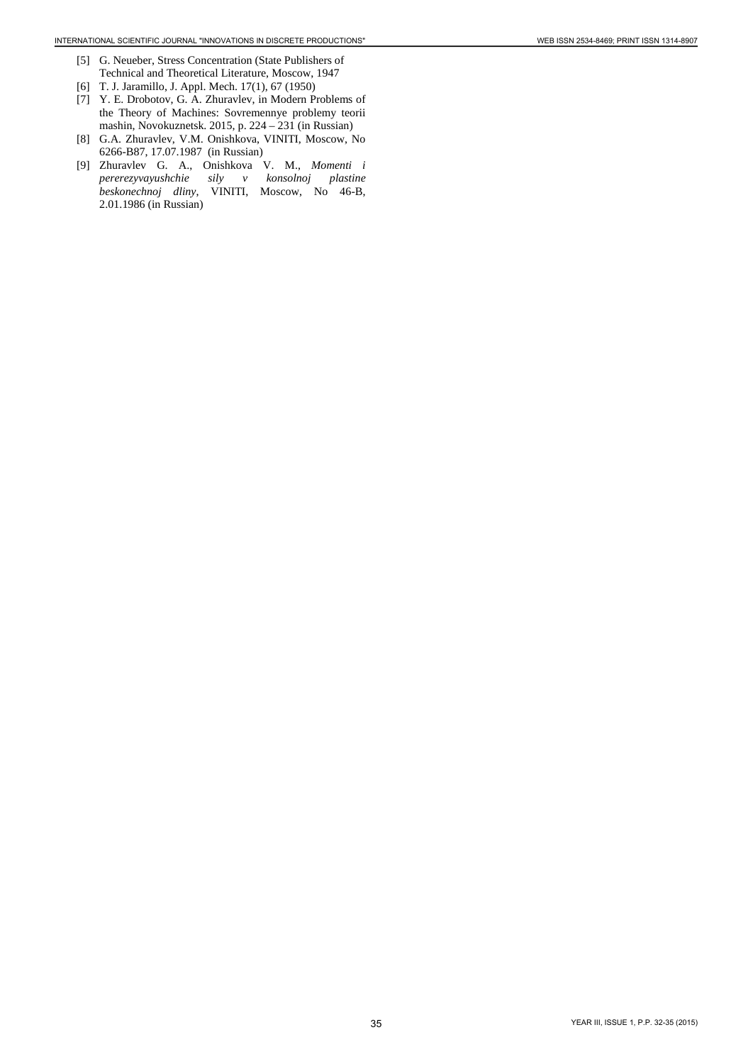[5] G. Neueber, Stress Concentration (State Publishers of Technical and Theoretical Literature, Moscow, 1947

[6] T. J. Jaramillo, J. Appl. Mech. 17(1), 67 (1950)

[7] Y. E. Drobotov, G. A. Zhuravlev, in Modern Problems of the Theory of Machines: Sovremennye problemy teorii mashin, Novokuznetsk. 2015, p. 224 – 231 (in Russian)

[8] G.A. Zhuravlev, V.M. Onishkova, VINITI, Moscow, No 6266-B87, 17.07.1987 (in Russian)

[9] Zhuravlev G. A., Onishkova V. M., *Momenti i pererezyvayushchie sily v konsolnoj plastine beskonechnoj dliny*, VINITI, Moscow, No 46-B, 2.01.1986 (in Russian)